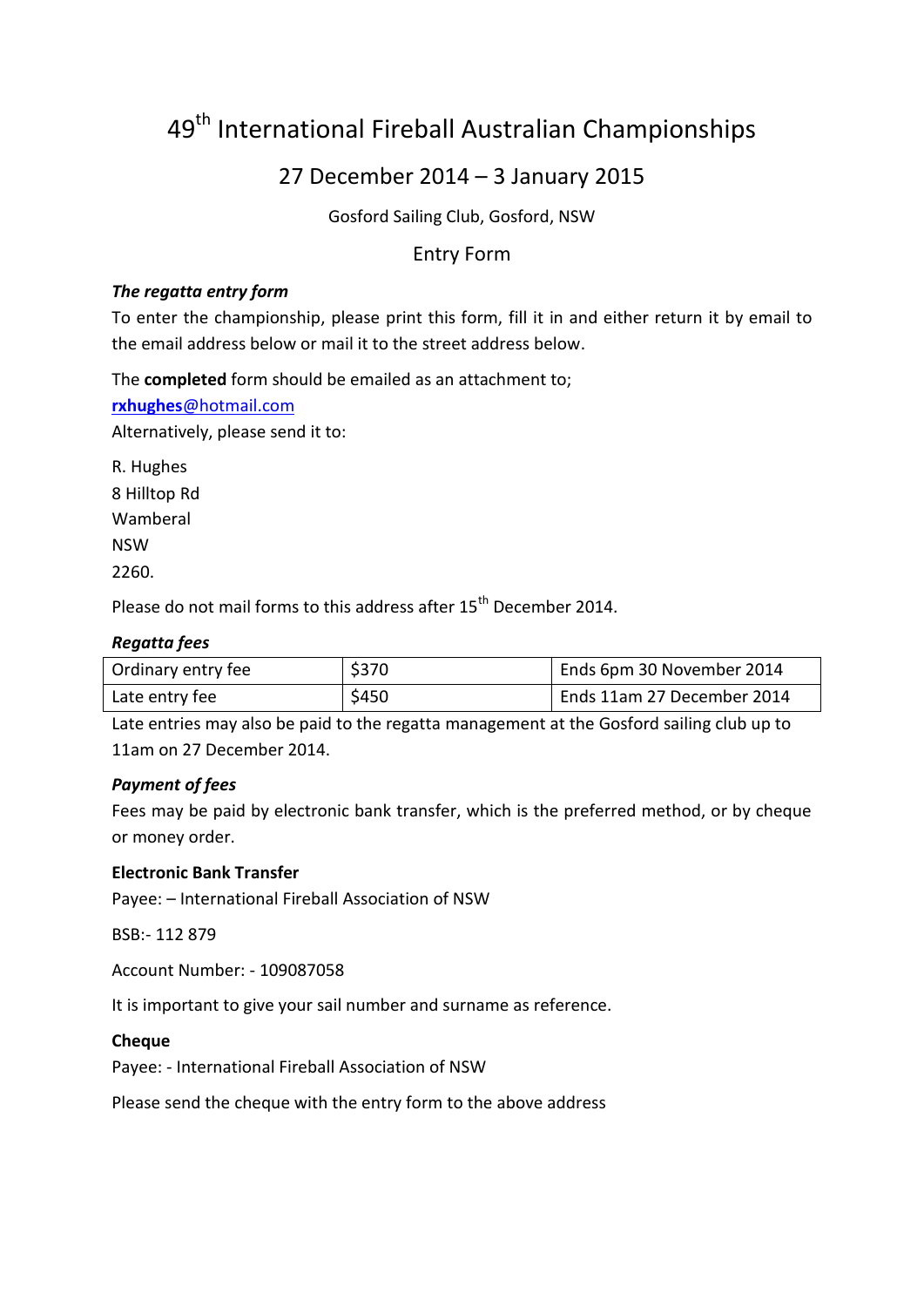# 49th International Fireball Australian Championships

## 27 December 2014 – 3 January 2015

Gosford Sailing Club, Gosford, NSW

### Entry Form

***The regatta entry form***

To enter the championship, please print this form, fill it in and either return it by email to the email address below or mail it to the street address below.

The **completed** form should be emailed as an attachment to;

**rxhughes**@hotmail.com

Alternatively, please send it to:

R. Hughes
8 Hilltop Rd
Wamberal
NSW
2260.

Please do not mail forms to this address after 15th December 2014.

***Regatta fees***

| Ordinary entry fee | $370 | Ends 6pm 30 November 2014 |
|---|---|---|
| Late entry fee | $450 | Ends 11am 27 December 2014 |

Late entries may also be paid to the regatta management at the Gosford sailing club up to 11am on 27 December 2014.

***Payment of fees***

Fees may be paid by electronic bank transfer, which is the preferred method, or by cheque or money order.

**Electronic Bank Transfer**

Payee: – International Fireball Association of NSW

BSB:- 112 879

Account Number: - 109087058

It is important to give your sail number and surname as reference.

**Cheque**

Payee: - International Fireball Association of NSW

Please send the cheque with the entry form to the above address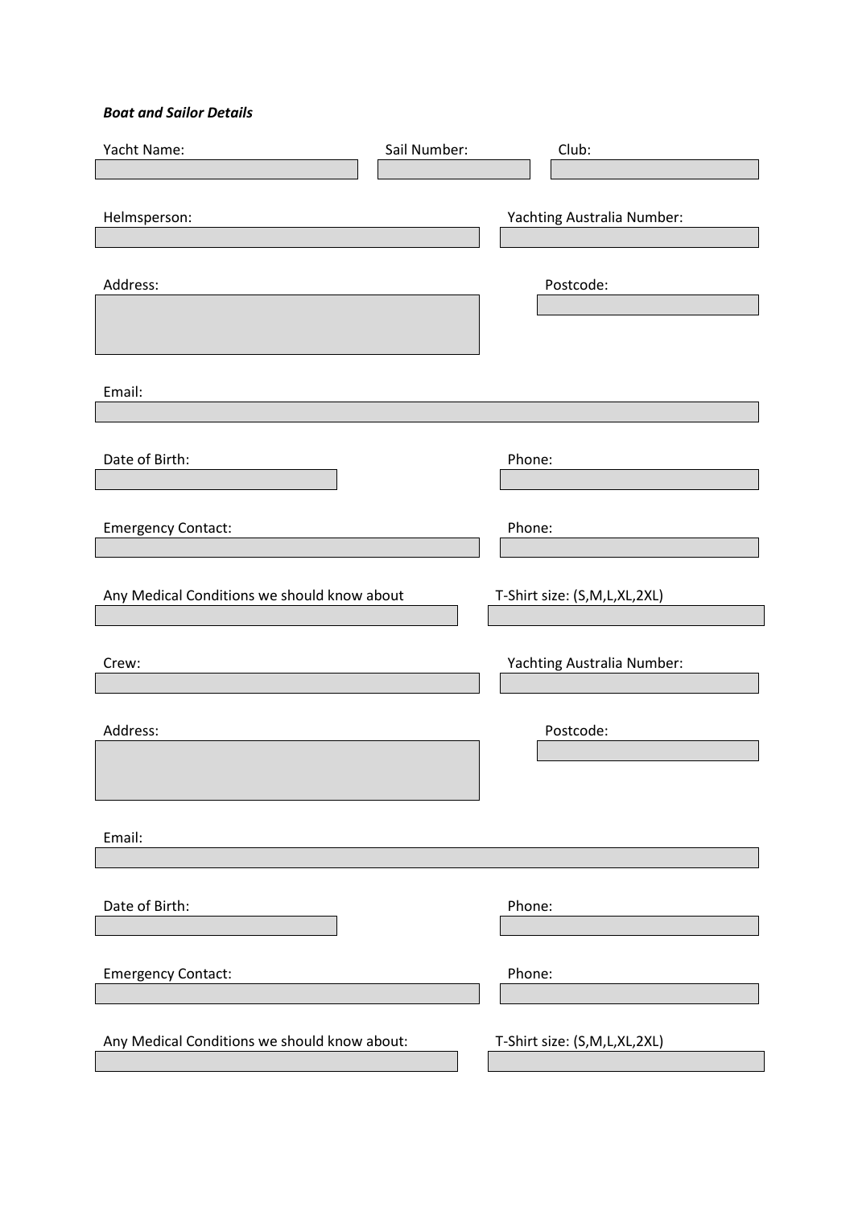***Boat and Sailor Details***

Yacht Name: Sail Number: Club:

Helmsperson: Yachting Australia Number:

Address: Postcode:

Email:

Date of Birth: Phone:

Emergency Contact: Phone:

Any Medical Conditions we should know about T-Shirt size: (S,M,L,XL,2XL)

Crew: Yachting Australia Number:

Address: Postcode:

Email:

Date of Birth: Phone:

Emergency Contact: Phone:

Any Medical Conditions we should know about: T-Shirt size: (S,M,L,XL,2XL)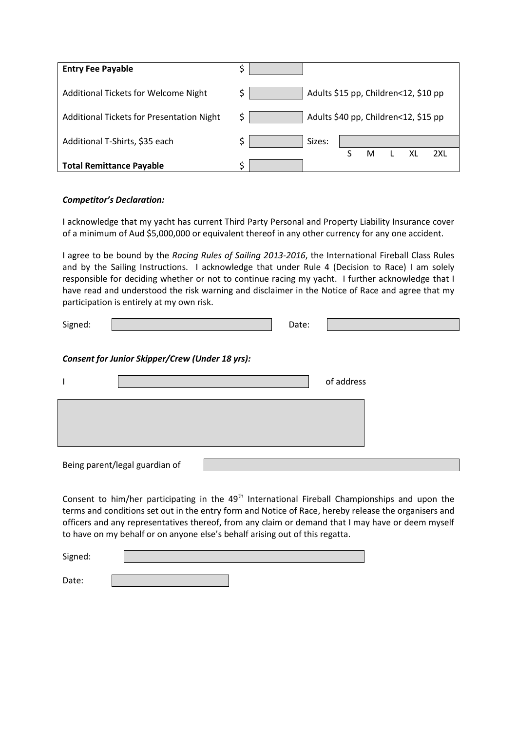| | | |
|---|---|---|
| **Entry Fee Payable** | $ | |
| Additional Tickets for Welcome Night | $ | Adults $15 pp, Children<12, $10 pp |
| Additional Tickets for Presentation Night | $ | Adults $40 pp, Children<12, $15 pp |
| Additional T-Shirts, $35 each | $ | Sizes: S M L XL 2XL |
| **Total Remittance Payable** | $ | |

***Competitor's Declaration:***

I acknowledge that my yacht has current Third Party Personal and Property Liability Insurance cover of a minimum of Aud $5,000,000 or equivalent thereof in any other currency for any one accident.

I agree to be bound by the *Racing Rules of Sailing 2013-2016*, the International Fireball Class Rules and by the Sailing Instructions. I acknowledge that under Rule 4 (Decision to Race) I am solely responsible for deciding whether or not to continue racing my yacht. I further acknowledge that I have read and understood the risk warning and disclaimer in the Notice of Race and agree that my participation is entirely at my own risk.

Signed: ______________________ Date: ______________________

***Consent for Junior Skipper/Crew (Under 18 yrs):***

I ______________________ of address

______________________

Being parent/legal guardian of ______________________

Consent to him/her participating in the 49th International Fireball Championships and upon the terms and conditions set out in the entry form and Notice of Race, hereby release the organisers and officers and any representatives thereof, from any claim or demand that I may have or deem myself to have on my behalf or on anyone else's behalf arising out of this regatta.

Signed: ______________________

Date: ______________________